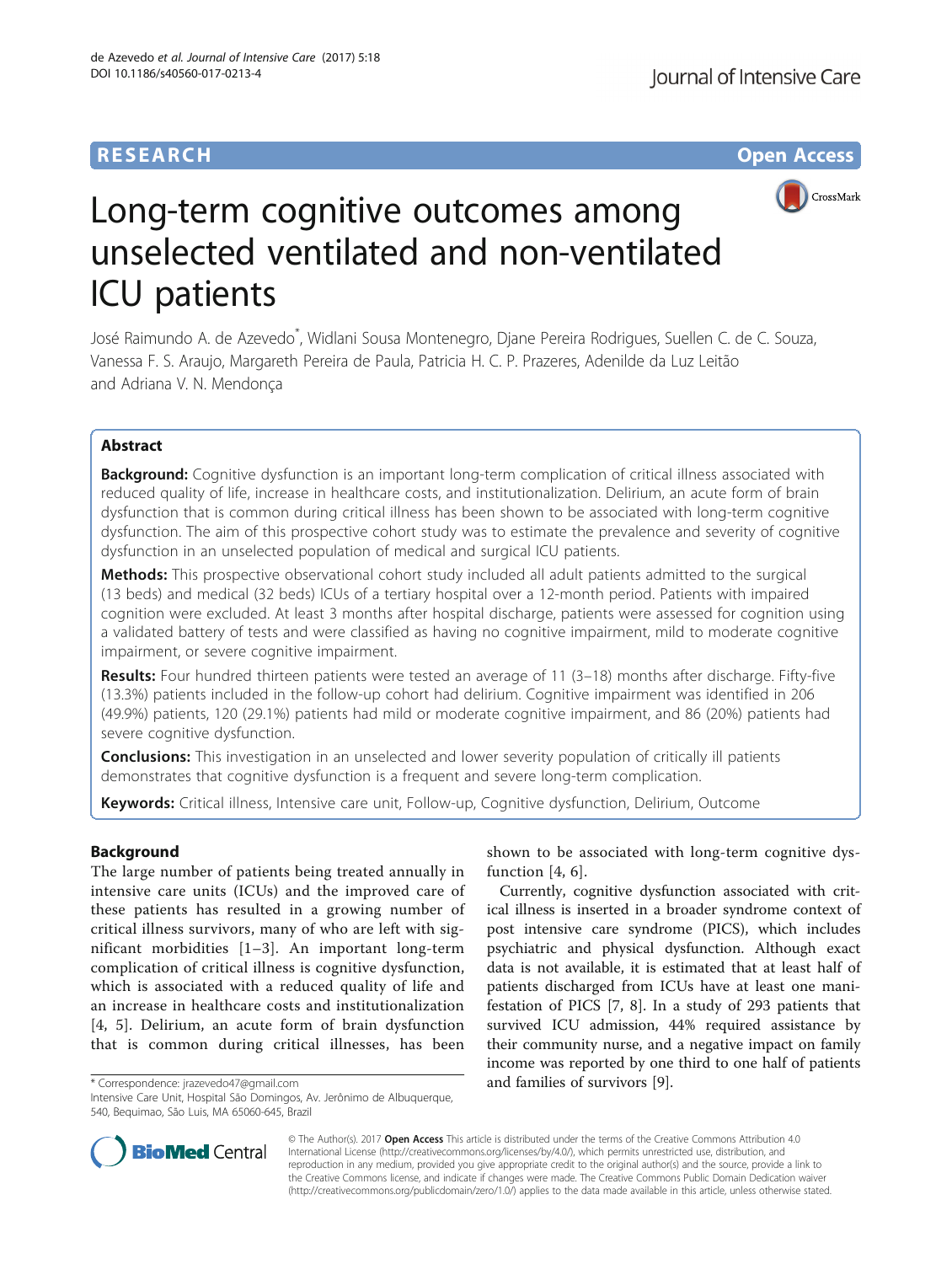**RESEARCH** **Open Access**

# Long-term cognitive outcomes among unselected ventilated and non-ventilated ICU patients

José Raimundo A. de Azevedo*, Widlani Sousa Montenegro, Djane Pereira Rodrigues, Suellen C. de C. Souza, Vanessa F. S. Araujo, Margareth Pereira de Paula, Patricia H. C. P. Prazeres, Adenilde da Luz Leitão and Adriana V. N. Mendonça

## Abstract

**Background:** Cognitive dysfunction is an important long-term complication of critical illness associated with reduced quality of life, increase in healthcare costs, and institutionalization. Delirium, an acute form of brain dysfunction that is common during critical illness has been shown to be associated with long-term cognitive dysfunction. The aim of this prospective cohort study was to estimate the prevalence and severity of cognitive dysfunction in an unselected population of medical and surgical ICU patients.

**Methods:** This prospective observational cohort study included all adult patients admitted to the surgical (13 beds) and medical (32 beds) ICUs of a tertiary hospital over a 12-month period. Patients with impaired cognition were excluded. At least 3 months after hospital discharge, patients were assessed for cognition using a validated battery of tests and were classified as having no cognitive impairment, mild to moderate cognitive impairment, or severe cognitive impairment.

**Results:** Four hundred thirteen patients were tested an average of 11 (3–18) months after discharge. Fifty-five (13.3%) patients included in the follow-up cohort had delirium. Cognitive impairment was identified in 206 (49.9%) patients, 120 (29.1%) patients had mild or moderate cognitive impairment, and 86 (20%) patients had severe cognitive dysfunction.

**Conclusions:** This investigation in an unselected and lower severity population of critically ill patients demonstrates that cognitive dysfunction is a frequent and severe long-term complication.

**Keywords:** Critical illness, Intensive care unit, Follow-up, Cognitive dysfunction, Delirium, Outcome

## Background

The large number of patients being treated annually in intensive care units (ICUs) and the improved care of these patients has resulted in a growing number of critical illness survivors, many of who are left with significant morbidities [1–3]. An important long-term complication of critical illness is cognitive dysfunction, which is associated with a reduced quality of life and an increase in healthcare costs and institutionalization [4, 5]. Delirium, an acute form of brain dysfunction that is common during critical illnesses, has been shown to be associated with long-term cognitive dysfunction [4, 6].

Currently, cognitive dysfunction associated with critical illness is inserted in a broader syndrome context of post intensive care syndrome (PICS), which includes psychiatric and physical dysfunction. Although exact data is not available, it is estimated that at least half of patients discharged from ICUs have at least one manifestation of PICS [7, 8]. In a study of 293 patients that survived ICU admission, 44% required assistance by their community nurse, and a negative impact on family income was reported by one third to one half of patients and families of survivors [9].

\* Correspondence: jrazevedo47@gmail.com
Intensive Care Unit, Hospital São Domingos, Av. Jerônimo de Albuquerque, 540, Bequimao, São Luis, MA 65060-645, Brazil

© The Author(s). 2017 **Open Access** This article is distributed under the terms of the Creative Commons Attribution 4.0 International License (http://creativecommons.org/licenses/by/4.0/), which permits unrestricted use, distribution, and reproduction in any medium, provided you give appropriate credit to the original author(s) and the source, provide a link to the Creative Commons license, and indicate if changes were made. The Creative Commons Public Domain Dedication waiver (http://creativecommons.org/publicdomain/zero/1.0/) applies to the data made available in this article, unless otherwise stated.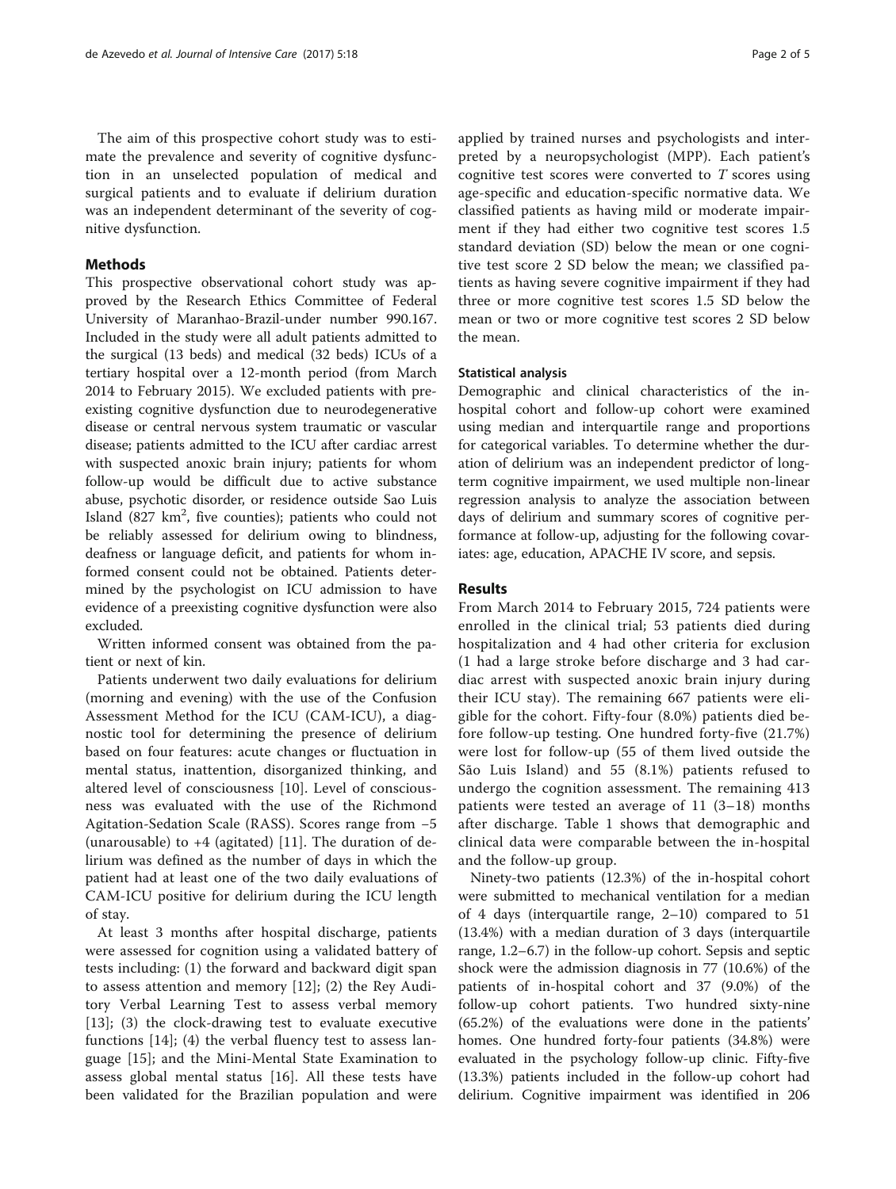The aim of this prospective cohort study was to estimate the prevalence and severity of cognitive dysfunction in an unselected population of medical and surgical patients and to evaluate if delirium duration was an independent determinant of the severity of cognitive dysfunction.

## Methods

This prospective observational cohort study was approved by the Research Ethics Committee of Federal University of Maranhao-Brazil-under number 990.167. Included in the study were all adult patients admitted to the surgical (13 beds) and medical (32 beds) ICUs of a tertiary hospital over a 12-month period (from March 2014 to February 2015). We excluded patients with preexisting cognitive dysfunction due to neurodegenerative disease or central nervous system traumatic or vascular disease; patients admitted to the ICU after cardiac arrest with suspected anoxic brain injury; patients for whom follow-up would be difficult due to active substance abuse, psychotic disorder, or residence outside Sao Luis Island (827 km$^2$, five counties); patients who could not be reliably assessed for delirium owing to blindness, deafness or language deficit, and patients for whom informed consent could not be obtained. Patients determined by the psychologist on ICU admission to have evidence of a preexisting cognitive dysfunction were also excluded.

Written informed consent was obtained from the patient or next of kin.

Patients underwent two daily evaluations for delirium (morning and evening) with the use of the Confusion Assessment Method for the ICU (CAM-ICU), a diagnostic tool for determining the presence of delirium based on four features: acute changes or fluctuation in mental status, inattention, disorganized thinking, and altered level of consciousness [10]. Level of consciousness was evaluated with the use of the Richmond Agitation-Sedation Scale (RASS). Scores range from −5 (unarousable) to +4 (agitated) [11]. The duration of delirium was defined as the number of days in which the patient had at least one of the two daily evaluations of CAM-ICU positive for delirium during the ICU length of stay.

At least 3 months after hospital discharge, patients were assessed for cognition using a validated battery of tests including: (1) the forward and backward digit span to assess attention and memory [12]; (2) the Rey Auditory Verbal Learning Test to assess verbal memory [13]; (3) the clock-drawing test to evaluate executive functions [14]; (4) the verbal fluency test to assess language [15]; and the Mini-Mental State Examination to assess global mental status [16]. All these tests have been validated for the Brazilian population and were applied by trained nurses and psychologists and interpreted by a neuropsychologist (MPP). Each patient's cognitive test scores were converted to $T$ scores using age-specific and education-specific normative data. We classified patients as having mild or moderate impairment if they had either two cognitive test scores 1.5 standard deviation (SD) below the mean or one cognitive test score 2 SD below the mean; we classified patients as having severe cognitive impairment if they had three or more cognitive test scores 1.5 SD below the mean or two or more cognitive test scores 2 SD below the mean.

### Statistical analysis

Demographic and clinical characteristics of the in-hospital cohort and follow-up cohort were examined using median and interquartile range and proportions for categorical variables. To determine whether the duration of delirium was an independent predictor of long-term cognitive impairment, we used multiple non-linear regression analysis to analyze the association between days of delirium and summary scores of cognitive performance at follow-up, adjusting for the following covariates: age, education, APACHE IV score, and sepsis.

## Results

From March 2014 to February 2015, 724 patients were enrolled in the clinical trial; 53 patients died during hospitalization and 4 had other criteria for exclusion (1 had a large stroke before discharge and 3 had cardiac arrest with suspected anoxic brain injury during their ICU stay). The remaining 667 patients were eligible for the cohort. Fifty-four (8.0%) patients died before follow-up testing. One hundred forty-five (21.7%) were lost for follow-up (55 of them lived outside the São Luis Island) and 55 (8.1%) patients refused to undergo the cognition assessment. The remaining 413 patients were tested an average of 11 (3–18) months after discharge. Table 1 shows that demographic and clinical data were comparable between the in-hospital and the follow-up group.

Ninety-two patients (12.3%) of the in-hospital cohort were submitted to mechanical ventilation for a median of 4 days (interquartile range, 2–10) compared to 51 (13.4%) with a median duration of 3 days (interquartile range, 1.2–6.7) in the follow-up cohort. Sepsis and septic shock were the admission diagnosis in 77 (10.6%) of the patients of in-hospital cohort and 37 (9.0%) of the follow-up cohort patients. Two hundred sixty-nine (65.2%) of the evaluations were done in the patients' homes. One hundred forty-four patients (34.8%) were evaluated in the psychology follow-up clinic. Fifty-five (13.3%) patients included in the follow-up cohort had delirium. Cognitive impairment was identified in 206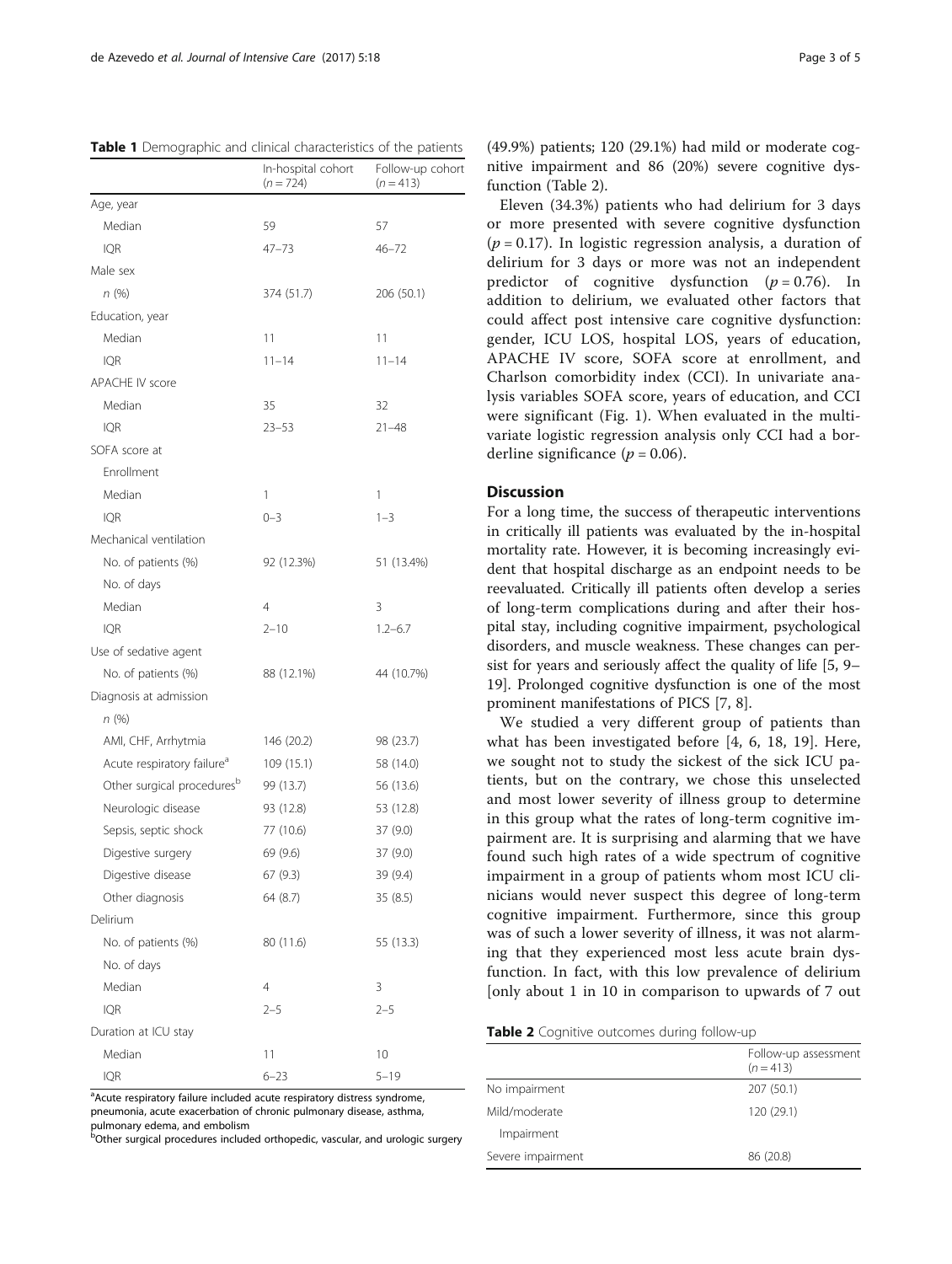**Table 1** Demographic and clinical characteristics of the patients

| | In-hospital cohort (*n* = 724) | Follow-up cohort (*n* = 413) |
|---|---|---|
| Age, year | | |
| Median | 59 | 57 |
| IQR | 47–73 | 46–72 |
| Male sex | | |
| *n* (%) | 374 (51.7) | 206 (50.1) |
| Education, year | | |
| Median | 11 | 11 |
| IQR | 11–14 | 11–14 |
| APACHE IV score | | |
| Median | 35 | 32 |
| IQR | 23–53 | 21–48 |
| SOFA score at | | |
| Enrollment | | |
| Median | 1 | 1 |
| IQR | 0–3 | 1–3 |
| Mechanical ventilation | | |
| No. of patients (%) | 92 (12.3%) | 51 (13.4%) |
| No. of days | | |
| Median | 4 | 3 |
| IQR | 2–10 | 1.2–6.7 |
| Use of sedative agent | | |
| No. of patients (%) | 88 (12.1%) | 44 (10.7%) |
| Diagnosis at admission | | |
| *n* (%) | | |
| AMI, CHF, Arrhytmia | 146 (20.2) | 98 (23.7) |
| Acute respiratory failure[a] | 109 (15.1) | 58 (14.0) |
| Other surgical procedures[b] | 99 (13.7) | 56 (13.6) |
| Neurologic disease | 93 (12.8) | 53 (12.8) |
| Sepsis, septic shock | 77 (10.6) | 37 (9.0) |
| Digestive surgery | 69 (9.6) | 37 (9.0) |
| Digestive disease | 67 (9.3) | 39 (9.4) |
| Other diagnosis | 64 (8.7) | 35 (8.5) |
| Delirium | | |
| No. of patients (%) | 80 (11.6) | 55 (13.3) |
| No. of days | | |
| Median | 4 | 3 |
| IQR | 2–5 | 2–5 |
| Duration at ICU stay | | |
| Median | 11 | 10 |
| IQR | 6–23 | 5–19 |

[a]Acute respiratory failure included acute respiratory distress syndrome, pneumonia, acute exacerbation of chronic pulmonary disease, asthma, pulmonary edema, and embolism
[b]Other surgical procedures included orthopedic, vascular, and urologic surgery

(49.9%) patients; 120 (29.1%) had mild or moderate cognitive impairment and 86 (20%) severe cognitive dysfunction (Table 2).

Eleven (34.3%) patients who had delirium for 3 days or more presented with severe cognitive dysfunction ($p = 0.17$). In logistic regression analysis, a duration of delirium for 3 days or more was not an independent predictor of cognitive dysfunction ($p = 0.76$). In addition to delirium, we evaluated other factors that could affect post intensive care cognitive dysfunction: gender, ICU LOS, hospital LOS, years of education, APACHE IV score, SOFA score at enrollment, and Charlson comorbidity index (CCI). In univariate analysis variables SOFA score, years of education, and CCI were significant (Fig. 1). When evaluated in the multivariate logistic regression analysis only CCI had a borderline significance ($p = 0.06$).

## Discussion

For a long time, the success of therapeutic interventions in critically ill patients was evaluated by the in-hospital mortality rate. However, it is becoming increasingly evident that hospital discharge as an endpoint needs to be reevaluated. Critically ill patients often develop a series of long-term complications during and after their hospital stay, including cognitive impairment, psychological disorders, and muscle weakness. These changes can persist for years and seriously affect the quality of life [5, 9–19]. Prolonged cognitive dysfunction is one of the most prominent manifestations of PICS [7, 8].

We studied a very different group of patients than what has been investigated before [4, 6, 18, 19]. Here, we sought not to study the sickest of the sick ICU patients, but on the contrary, we chose this unselected and most lower severity of illness group to determine in this group what the rates of long-term cognitive impairment are. It is surprising and alarming that we have found such high rates of a wide spectrum of cognitive impairment in a group of patients whom most ICU clinicians would never suspect this degree of long-term cognitive impairment. Furthermore, since this group was of such a lower severity of illness, it was not alarming that they experienced most less acute brain dysfunction. In fact, with this low prevalence of delirium [only about 1 in 10 in comparison to upwards of 7 out

**Table 2** Cognitive outcomes during follow-up

| | Follow-up assessment (*n* = 413) |
|---|---|
| No impairment | 207 (50.1) |
| Mild/moderate Impairment | 120 (29.1) |
| Severe impairment | 86 (20.8) |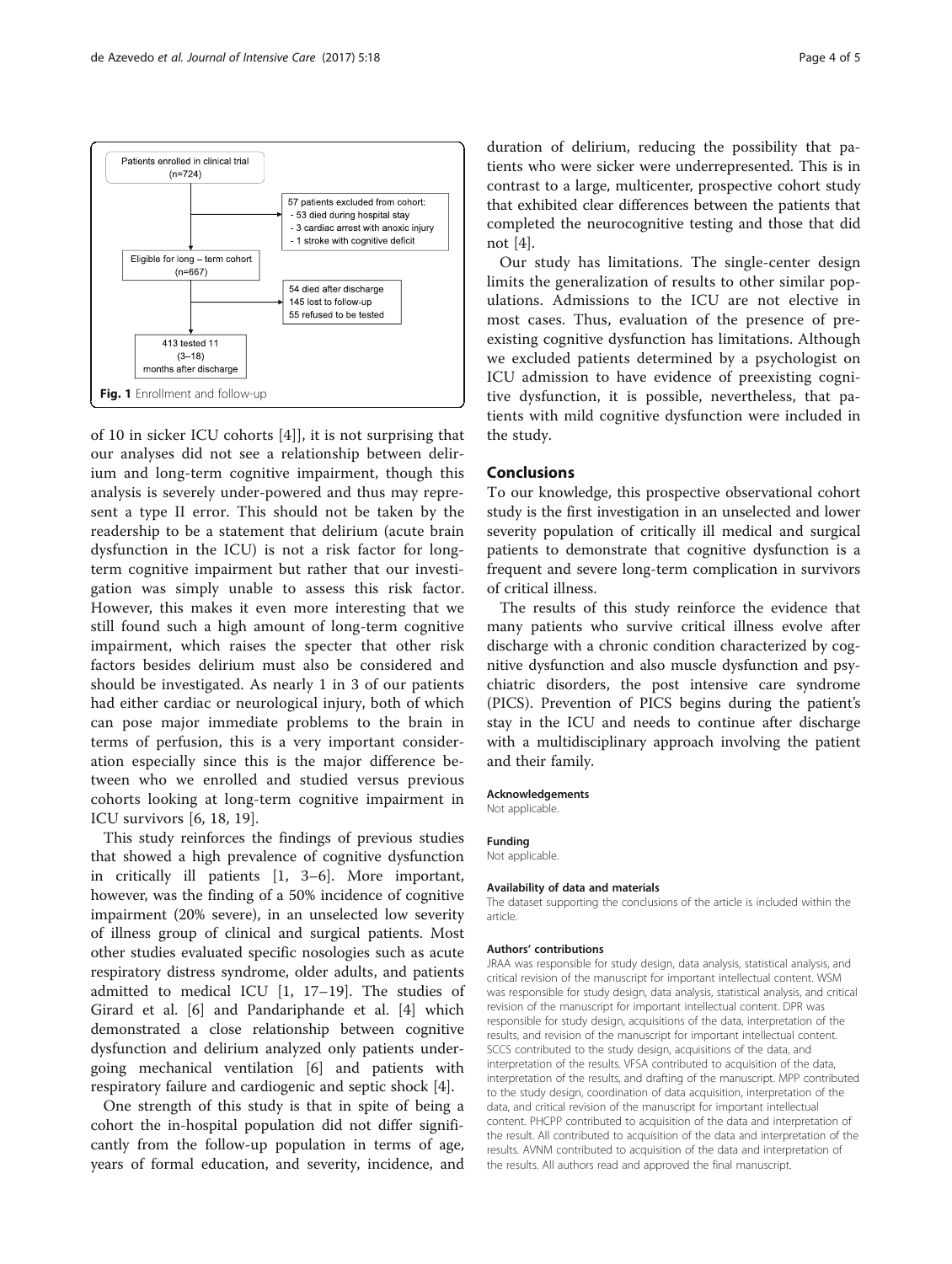Patients enrolled in clinical trial (n=724)

57 patients excluded from cohort:
- 53 died during hospital stay
- 3 cardiac arrest with anoxic injury
- 1 stroke with cognitive deficit

Eligible for long – term cohort (n=667)

54 died after discharge
145 lost to follow-up
55 refused to be tested

413 tested 11 (3–18) months after discharge

**Fig. 1** Enrollment and follow-up

of 10 in sicker ICU cohorts [4]], it is not surprising that our analyses did not see a relationship between delirium and long-term cognitive impairment, though this analysis is severely under-powered and thus may represent a type II error. This should not be taken by the readership to be a statement that delirium (acute brain dysfunction in the ICU) is not a risk factor for long-term cognitive impairment but rather that our investigation was simply unable to assess this risk factor. However, this makes it even more interesting that we still found such a high amount of long-term cognitive impairment, which raises the specter that other risk factors besides delirium must also be considered and should be investigated. As nearly 1 in 3 of our patients had either cardiac or neurological injury, both of which can pose major immediate problems to the brain in terms of perfusion, this is a very important consideration especially since this is the major difference between who we enrolled and studied versus previous cohorts looking at long-term cognitive impairment in ICU survivors [6, 18, 19].

This study reinforces the findings of previous studies that showed a high prevalence of cognitive dysfunction in critically ill patients [1, 3–6]. More important, however, was the finding of a 50% incidence of cognitive impairment (20% severe), in an unselected low severity of illness group of clinical and surgical patients. Most other studies evaluated specific nosologies such as acute respiratory distress syndrome, older adults, and patients admitted to medical ICU [1, 17–19]. The studies of Girard et al. [6] and Pandariphande et al. [4] which demonstrated a close relationship between cognitive dysfunction and delirium analyzed only patients undergoing mechanical ventilation [6] and patients with respiratory failure and cardiogenic and septic shock [4].

One strength of this study is that in spite of being a cohort the in-hospital population did not differ significantly from the follow-up population in terms of age, years of formal education, and severity, incidence, and duration of delirium, reducing the possibility that patients who were sicker were underrepresented. This is in contrast to a large, multicenter, prospective cohort study that exhibited clear differences between the patients that completed the neurocognitive testing and those that did not [4].

Our study has limitations. The single-center design limits the generalization of results to other similar populations. Admissions to the ICU are not elective in most cases. Thus, evaluation of the presence of preexisting cognitive dysfunction has limitations. Although we excluded patients determined by a psychologist on ICU admission to have evidence of preexisting cognitive dysfunction, it is possible, nevertheless, that patients with mild cognitive dysfunction were included in the study.

## Conclusions

To our knowledge, this prospective observational cohort study is the first investigation in an unselected and lower severity population of critically ill medical and surgical patients to demonstrate that cognitive dysfunction is a frequent and severe long-term complication in survivors of critical illness.

The results of this study reinforce the evidence that many patients who survive critical illness evolve after discharge with a chronic condition characterized by cognitive dysfunction and also muscle dysfunction and psychiatric disorders, the post intensive care syndrome (PICS). Prevention of PICS begins during the patient's stay in the ICU and needs to continue after discharge with a multidisciplinary approach involving the patient and their family.

#### Acknowledgements

Not applicable.

#### Funding

Not applicable.

#### Availability of data and materials

The dataset supporting the conclusions of the article is included within the article.

#### Authors' contributions

JRAA was responsible for study design, data analysis, statistical analysis, and critical revision of the manuscript for important intellectual content. WSM was responsible for study design, data analysis, statistical analysis, and critical revision of the manuscript for important intellectual content. DPR was responsible for study design, acquisitions of the data, interpretation of the results, and revision of the manuscript for important intellectual content. SCCS contributed to the study design, acquisitions of the data, and interpretation of the results. VFSA contributed to acquisition of the data, interpretation of the results, and drafting of the manuscript. MPP contributed to the study design, coordination of data acquisition, interpretation of the data, and critical revision of the manuscript for important intellectual content. PHCPP contributed to acquisition of the data and interpretation of the result. All contributed to acquisition of the data and interpretation of the results. AVNM contributed to acquisition of the data and interpretation of the results. All authors read and approved the final manuscript.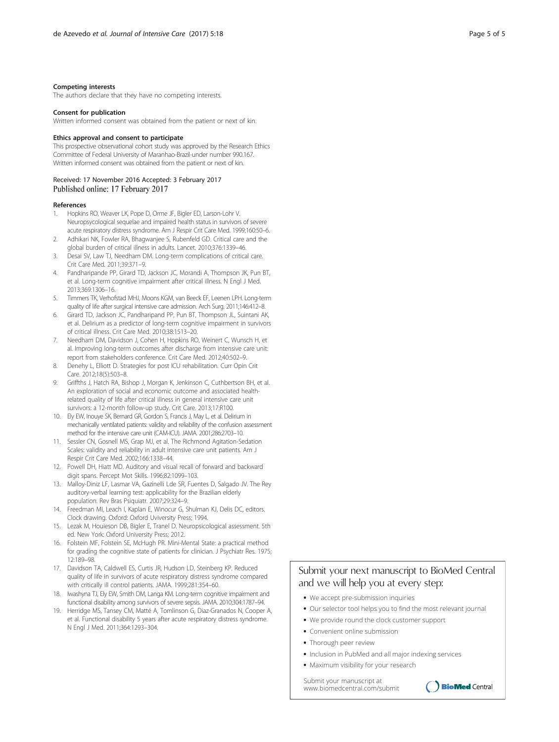#### Competing interests

The authors declare that they have no competing interests.

#### Consent for publication

Written informed consent was obtained from the patient or next of kin.

#### Ethics approval and consent to participate

This prospective observational cohort study was approved by the Research Ethics Committee of Federal University of Maranhao-Brazil-under number 990.167. Written informed consent was obtained from the patient or next of kin.

Received: 17 November 2016 Accepted: 3 February 2017
Published online: 17 February 2017

#### References

1. Hopkins RO, Weaver LK, Pope D, Orme JF, Bigler ED, Larson-Lohr V. Neuropsycological sequelae and impaired health status in survivors of severe acute respiratory distress syndrome. Am J Respir Crit Care Med. 1999;160:50–6.
2. Adhikari NK, Fowler RA, Bhagwanjee S, Rubenfeld GD. Critical care and the global burden of critical illness in adults. Lancet. 2010;376:1339–46.
3. Desai SV, Law TJ, Needham DM. Long-term complications of critical care. Crit Care Med. 2011;39:371–9.
4. Pandharipande PP, Girard TD, Jackson JC, Morandi A, Thompson JK, Pun BT, et al. Long-term cognitive impairment after critical illness. N Engl J Med. 2013;369:1306–16.
5. Timmers TK, Verhofstad MHJ, Moons KGM, van Beeck EF, Leenen LPH. Long-term quality of life after surgical intensive care admission. Arch Surg. 2011;146:412–8.
6. Girard TD, Jackson JC, Pandharipand PP, Pun BT, Thompson JL, Suintani AK, et al. Delirium as a predictor of long-term cognitive impairment in survivors of critical illness. Crit Care Med. 2010;38:1513–20.
7. Needham DM, Davidson J, Cohen H, Hopkins RO, Weinert C, Wunsch H, et al. Improving long-term outcomes after discharge from intensive care unit: report from stakeholders conference. Crit Care Med. 2012;40:502–9.
8. Denehy L, Elliott D. Strategies for post ICU rehabilitation. Curr Opin Crit Care. 2012;18(5):503–8.
9. Griffths J, Hatch RA, Bishop J, Morgan K, Jenkinson C, Cuthbertson BH, et al. An exploration of social and economic outcome and associated health-related quality of life after critical illness in general intensive care unit survivors: a 12-month follow-up study. Crit Care. 2013;17:R100.
10. Ely EW, Inouye SK, Bernard GR, Gordon S, Francis J, May L, et al. Delirium in mechanically ventilated patients: validity and reliability of the confusion assessment method for the intensive care unit (CAM-ICU). JAMA. 2001;286:2703–10.
11. Sessler CN, Gosnell MS, Grap MJ, et al. The Richmond Agitation-Sedation Scales: validity and reliability in adult intensive care unit patients. Am J Respir Crit Care Med. 2002;166:1338–44.
12. Powell DH, Hiatt MD. Auditory and visual recall of forward and backward digit spans. Percept Mot Skills. 1996;82:1099–103.
13. Malloy-Diniz LF, Lasmar VA, Gazinelli Lde SR, Fuentes D, Salgado JV. The Rey auditory-verbal learning test: applicability for the Brazilian elderly population. Rev Bras Psiquiatr. 2007;29:324–9.
14. Freedman MI, Leach I, Kaplan E, Winocur G, Shulman KJ, Delis DC, editors. Clock drawing. Oxford: Oxford Uviversity Press; 1994.
15. Lezak M, Houieson DB, Bigler E, Tranel D. Neuropsicological assessment. 5th ed. New York: Oxford University Press; 2012.
16. Folstein MF, Folstein SE, McHugh PR. Mini-Mental State: a practical method for grading the cognitive state of patients for clinician. J Psychiatr Res. 1975; 12:189–98.
17. Davidson TA, Caldwell ES, Curtis JR, Hudson LD, Steinberg KP. Reduced quality of life in survivors of acute respiratory distress syndrome compared with critically ill control patients. JAMA. 1999;281:354–60.
18. Iwashyna TJ, Ely EW, Smith DM, Langa KM. Long-term cognitive impairment and functional disability among survivors of severe sepsis. JAMA. 2010;304:1787–94.
19. Herridge MS, Tansey CM, Matté A, Tomlinson G, Diaz-Granados N, Cooper A, et al. Functional disability 5 years after acute respiratory distress syndrome. N Engl J Med. 2011;364:1293–304.

Submit your next manuscript to BioMed Central and we will help you at every step:

- We accept pre-submission inquiries
- Our selector tool helps you to find the most relevant journal
- We provide round the clock customer support
- Convenient online submission
- Thorough peer review
- Inclusion in PubMed and all major indexing services
- Maximum visibility for your research

Submit your manuscript at www.biomedcentral.com/submit

BioMed Central